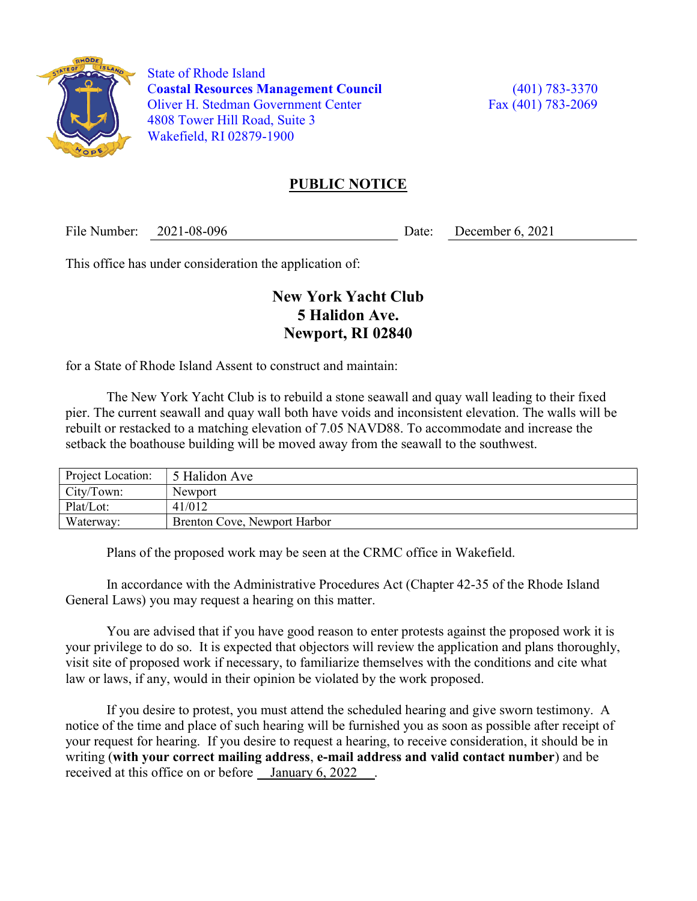State of Rhode Island
**Coastal Resources Management Council**
Oliver H. Stedman Government Center
4808 Tower Hill Road, Suite 3
Wakefield, RI 02879-1900

(401) 783-3370
Fax (401) 783-2069

## PUBLIC NOTICE

File Number: 2021-08-096 Date: December 6, 2021

This office has under consideration the application of:

**New York Yacht Club**
**5 Halidon Ave.**
**Newport, RI 02840**

for a State of Rhode Island Assent to construct and maintain:

The New York Yacht Club is to rebuild a stone seawall and quay wall leading to their fixed pier. The current seawall and quay wall both have voids and inconsistent elevation. The walls will be rebuilt or restacked to a matching elevation of 7.05 NAVD88. To accommodate and increase the setback the boathouse building will be moved away from the seawall to the southwest.

| Project Location: | 5 Halidon Ave |
|---|---|
| City/Town: | Newport |
| Plat/Lot: | 41/012 |
| Waterway: | Brenton Cove, Newport Harbor |

Plans of the proposed work may be seen at the CRMC office in Wakefield.

In accordance with the Administrative Procedures Act (Chapter 42-35 of the Rhode Island General Laws) you may request a hearing on this matter.

You are advised that if you have good reason to enter protests against the proposed work it is your privilege to do so. It is expected that objectors will review the application and plans thoroughly, visit site of proposed work if necessary, to familiarize themselves with the conditions and cite what law or laws, if any, would in their opinion be violated by the work proposed.

If you desire to protest, you must attend the scheduled hearing and give sworn testimony. A notice of the time and place of such hearing will be furnished you as soon as possible after receipt of your request for hearing. If you desire to request a hearing, to receive consideration, it should be in writing (**with your correct mailing address**, **e-mail address and valid contact number**) and be received at this office on or before January 6, 2022 .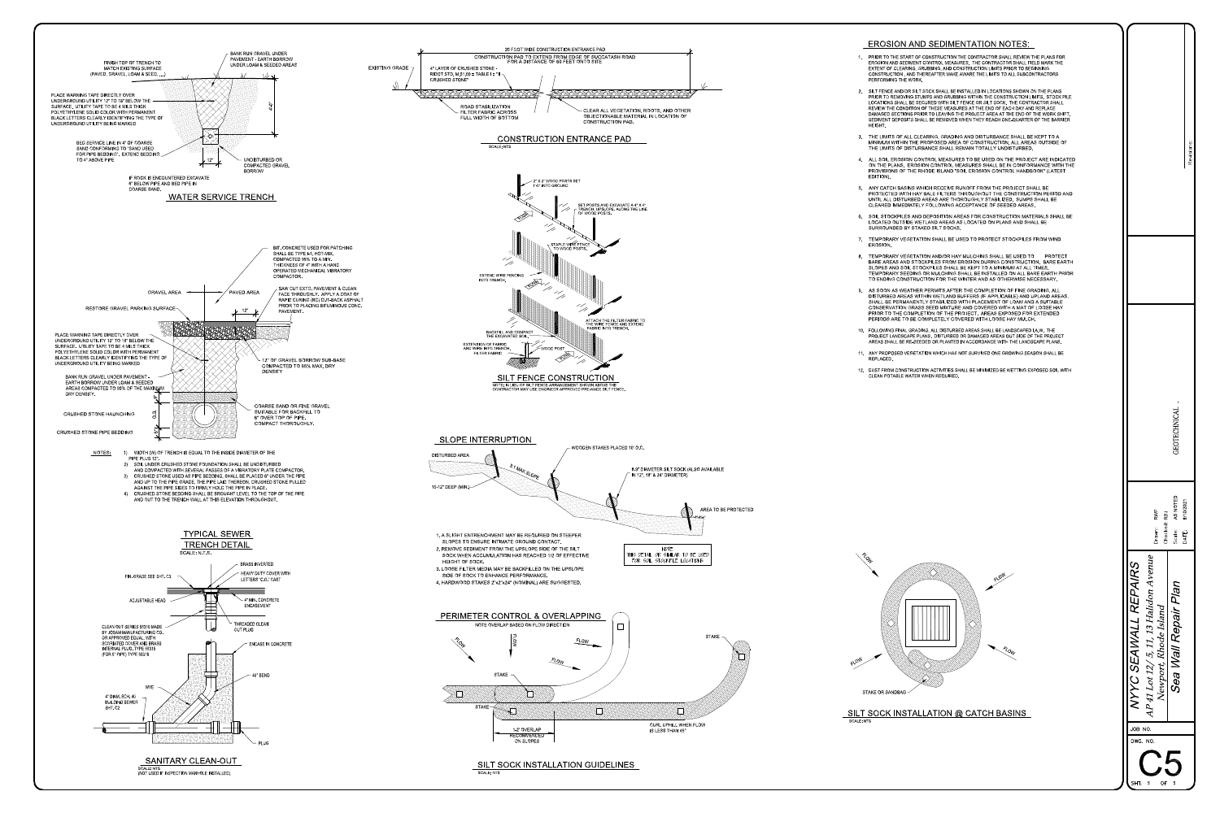## WATER SERVICE TRENCH

FINISH TOP OF TRENCH TO MATCH EXISTING SURFACE (PAVED, GRAVEL, LOAM & SEED, ...)

BANK RUN GRAVEL UNDER PAVEMENT - EARTH BORROW UNDER LOAM & SEEDED AREAS

PLACE WARNING TAPE DIRECTLY OVER UNDERGROUND UTILITY 12" TO 18" BELOW THE SURFACE. UTILITY TAPE TO BE 4 MILS THICK POLYETHYLENE SOLID COLOR WITH PERMANENT BLACK LETTERS CLEARLY IDENTIFYING THE TYPE OF UNDERGROUND UTILITY BEING MARKED

4'-6"

BED SERVICE LINE IN 4" OF COARSE SAND CONFORMING TO "SAND USED FOR PIPE BEDDING", EXTEND BEDDING TO 4" ABOVE PIPE

12"

UNDISTURBED OR COMPACTED GRAVEL BORROW

IF ROCK IS ENCOUNTERED EXCAVATE 6" BELOW PIPE AND BED PIPE IN COARSE SAND.

## TYPICAL SEWER TRENCH DETAIL

SCALE: N.T.S.

BIT. CONCRETE USED FOR PATCHING SHALL BE TYPE I-1, HOT-MIX, COMPACTED 95% TO A MIN. THICKNESS OF 4" WITH A HAND OPERATED MECHANICAL VIBRATORY COMPACTOR.

GRAVEL AREA

PAVED AREA

SAW CUT EXTG. PAVEMENT & CLEAN FACE THOROUGHLY. APPLY A COAT OF RAPID CURING (RC) CUT-BACK ASPHALT PRIOR TO PLACING BITUMINOUS CONC. PAVEMENT.

RESTORE GRAVEL PARKING SURFACE

12"

PLACE WARNING TAPE DIRECTLY OVER UNDERGROUND UTILITY 12" TO 18" BELOW THE SURFACE. UTILITY TAPE TO BE 4 MILS THICK POLYETHYLENE SOLID COLOR WITH PERMANENT BLACK LETTERS CLEARLY IDENTIFYING THE TYPE OF UNDERGROUND UTILITY BEING MARKED

12" OF GRAVEL BORROW SUB-BASE COMPACTED TO 95% MAX. DRY DENSITY

BANK RUN GRAVEL UNDER PAVEMENT - EARTH BORROW UNDER LOAM & SEEDED AREAS COMPACTED TO 90% OF THE MAXIMUM DRY DENSITY.

COARSE SAND OR FINE GRAVEL SUITABLE FOR BACKFILL TO 6" OVER TOP OF PIPE. COMPACT THOROUGHLY.

CRUSHED STONE HAUNCHING

CRUSHED STONE PIPE BEDDING

0.D.

6"

NOTES:
1) WIDTH (W) OF TRENCH IS EQUAL TO THE INSIDE DIAMETER OF THE PIPE PLUS 12".
2) SOIL UNDER CRUSHED STONE FOUNDATION SHALL BE UNDISTURBED AND COMPACTED WITH SEVERAL PASSES OF A VIBRATORY PLATE COMPACTOR.
3) CRUSHED STONE USED AS PIPE BEDDING, SHALL BE PLACED 6" UNDER THE PIPE AND UP TO THE PIPE GRADE, WITH THE PIPE LAID THEREON, CRUSHED STONE PULLED AGAINST THE PIPE SIDES TO FIRMLY HOLD THE PIPE IN PLACE.
4) CRUSHED STONE BEDDING SHALL BE BROUGHT LEVEL TO THE TOP OF THE PIPE AND OUT TO THE TRENCH WALL AT THIS ELEVATION THROUGHOUT.

## SANITARY CLEAN-OUT

SCALE: NTS
(NOT USED IF INSPECTION MANHOLE INSTALLED)

FIN. GRADE SEE SHT. C3

BRASS INVERTED

HEAVY DUTY COVER WITH LETTERS "C.O." CAST

ADJUSTABLE HEAD

4" MIN. CONCRETE ENCASEMENT

THREADED CLEAN OUT PLUG

CLEAN OUT SERIES 58310 MADE BY JOSAM MANUFACTURING CO. OR APPROVED EQUAL WITH SCORIATED COVER AND BRASS INTERNAL PLUG, TYPE 58315 (FOR 6" PIPE) TYPE 58316

ENCASE IN CONCRETE

45° BEND

WYE

4" DIAM. SCH. 40 BUILDING SEWER SHT. C2

PLUG

## CONSTRUCTION ENTRANCE PAD

SCALE: NTS

20 FOOT WIDE CONSTRUCTION ENTRANCE PAD

CONSTRUCTION PAD TO EXTEND FROM EDGE OF SUCCATASH ROAD FOR A DISTANCE OF 50 FEET ONTO SITE

EXISTING GRADE

4" LAYER OF CRUSHED STONE - RIDOT STD. M.01.09 - TABLE I - "II CRUSHED STONE"

ROAD STABILIZATION FILTER FABRIC ACROSS FULL WIDTH OF BOTTOM

CLEAR ALL VEGETATION, ROOTS, AND OTHER OBJECTIONABLE MATERIAL IN LOCATION OF CONSTRUCTION PAD.

## SILT FENCE CONSTRUCTION

2" X 2" WOOD POSTS SET 1'-6" INTO GROUND

SET POSTS AND EXCAVATE A 4" X 4" TRENCH. UPSLOPE, ALONG THE LINE OF WOOD POSTS.

STAPLE WIRE FENCE TO WOOD POSTS.

EXTEND WIRE FENCING INTO TRENCH.

ATTACH THE FILTER FABRIC TO THE WIRE FENCE AND EXTEND FABRIC INTO TRENCH.

BACKFILL AND COMPACT THE EXCAVATED SOIL.

EXTENSION OF FABRIC AND WIRE INTO TRENCH.

FILTER FABRIC

WOOD POST

NOTE: IN LIEU OF SILT FENCE ARRANGEMENT SHOWN ABOVE THE CONTRACTOR MAY USE ENGINEER APPROVED PRE-MADE SILT FENCE.

## SLOPE INTERRUPTION

DISTURBED AREA

3:1 MAX SLOPE

WOODEN STAKES PLACED 10' O.C.

8-9" DIAMETER SILT SOCK (ALSO AVAILABLE IN 12", 18" & 24" DIAMETER)

10-12" DEEP (MIN.)

AREA TO BE PROTECTED

1. A SLIGHT ENTRENCHMENT MAY BE REQUIRED ON STEEPER SLOPES TO ENSURE INTIMATE GROUND CONTACT.
2. REMOVE SEDIMENT FROM THE UPSLOPE SIDE OF THE SILT SOCK WHEN ACCUMULATION HAS REACHED 1/2 OF EFFECTIVE HEIGHT OF SOCK.
3. LOOSE FILTER MEDIA MAY BE BACKFILLED ON THE UPSLOPE SIDE OF SOCK TO ENHANCE PERFORMANCE.
4. HARDWOOD STAKES 2"x2"x24" (NOMINAL) ARE SUGGESTED.

NOTE
THIS DETAIL OR SIMILAR TO BE USED FOR SOIL STOCKPILE LOCATIONS

## PERIMETER CONTROL & OVERLAPPING

NOTE OVERLAP BASED ON FLOW DIRECTION

FLOW

STAKE

1-2' OVERLAP RECOMMENDED ON SLOPES

CURL UPHILL WHEN FLOW IS LESS THAN 45°

## SILT SOCK INSTALLATION GUIDELINES

SCALE: NTS

## EROSION AND SEDIMENTATION NOTES:

1. PRIOR TO THE START OF CONSTRUCTION THE CONTRACTOR SHALL REVIEW THE PLANS FOR EROSION AND SEDIMENT CONTROL MEASURES. THE CONTRACTOR SHALL FIELD MARK THE EXTENT OF CLEARING, GRUBBING AND CONSTRUCTION LIMITS PRIOR TO BEGINNING CONSTRUCTION, AND THEREAFTER MAKE AWARE THE LIMITS TO ALL SUBCONTRACTORS PERFORMING THE WORK.
2. SILT FENCE AND/OR SILT SOCK SHALL BE INSTALLED IN LOCATIONS SHOWN ON THE PLANS PRIOR TO REMOVING STUMPS AND GRUBBING WITHIN THE CONSTRUCTION LIMITS. STOCKPILE LOCATIONS SHALL BE SECURED WITH SILT FENCE OR SILT SOCK. THE CONTRACTOR SHALL REVIEW THE CONDITION OF THESE MEASURES AT THE END OF EACH DAY AND REPLACE DAMAGED SECTIONS PRIOR TO LEAVING THE PROJECT AREA AT THE END OF THE WORK SHIFT. SEDIMENT DEPOSITS SHALL BE REMOVED WHEN THEY REACH ONE-QUARTER OF THE BARRIER HEIGHT.
3. THE LIMITS OF ALL CLEARING, GRADING AND DISTURBANCE SHALL BE KEPT TO A MINIMUM WITHIN THE PROPOSED AREA OF CONSTRUCTION. ALL AREAS OUTSIDE OF THE LIMITS OF DISTURBANCE SHALL REMAIN TOTALLY UNDISTURBED.
4. ALL SOIL EROSION CONTROL MEASURES TO BE USED ON THE PROJECT ARE INDICATED ON THE PLANS. EROSION CONTROL MEASURES SHALL BE IN CONFORMANCE WITH THE PROVISIONS OF THE RHODE ISLAND "SOIL EROSION CONTROL HANDBOOK" (LATEST EDITION).
5. ANY CATCH BASINS WHICH RECEIVE RUNOFF FROM THE PROJECT SHALL BE PROTECTED WITH HAY BALE FILTERS THROUGHOUT THE CONSTRUCTION PERIOD AND UNTIL ALL DISTURBED AREAS ARE THOROUGHLY STABILIZED. SUMPS SHALL BE CLEANED IMMEDIATELY FOLLOWING ACCEPTANCE OF SEEDED AREAS.
6. SOIL STOCKPILES AND DEPOSITION AREAS FOR CONSTRUCTION MATERIALS SHALL BE LOCATED OUTSIDE WETLAND AREAS AS LOCATED ON PLANS AND SHALL BE SURROUNDED BY STAKED SILT SOCKS.
7. TEMPORARY VEGETATION SHALL BE USED TO PROTECT STOCKPILES FROM WIND EROSION.
8. TEMPORARY VEGETATION AND/OR HAY MULCHING SHALL BE USED TO PROTECT BARE AREAS AND STOCKPILES FROM EROSION DURING CONSTRUCTION. BARE EARTH SLOPES AND SOIL STOCKPILES SHALL BE KEPT TO A MINIMUM AT ALL TIMES. TEMPORARY SEEDING OR MULCHING SHALL BE INSTALLED ON ALL BARE EARTH PRIOR TO ENDING CONSTRUCTION FOR THE WINTER AND AS OTHERWISE NECESSARY.
9. AS SOON AS WEATHER PERMITS AFTER THE COMPLETION OF FINE GRADING, ALL DISTURBED AREAS WITHIN WETLAND BUFFERS (IF APPLICABLE) AND UPLAND AREAS SHALL BE PERMANENTLY STABILIZED WITH PLACEMENT OF LOAM AND A SUITABLE CONSERVATION GRASS SEED MIXTURE AND COVERED WITH A MAT OF LOOSE HAY PRIOR TO THE COMPLETION OF THE PROJECT. AREAS EXPOSED FOR EXTENDED PERIODS ARE TO BE COMPLETELY COVERED WITH LOOSE HAY MULCH.
10. FOLLOWING FINAL GRADING, ALL DISTURBED AREAS SHALL BE LANDSCAPED I.A.W. THE PROJECT LANDSCAPE PLANS. DISTURBED OR DAMAGED AREAS OUT SIDE OF THE PROJECT AREAS SHALL BE RE-SEEDED OR PLANTED IN ACCORDANCE WITH THE LANDSCAPE PLANS.
11. ANY PROPOSED VEGETATION WHICH HAS NOT SURVIVED ONE GROWING SEASON SHALL BE REPLACED.
12. DUST FROM CONSTRUCTION ACTIVITIES SHALL BE MINIMIZED BE WETTING EXPOSED SOIL WITH CLEAN POTABLE WATER WHEN REQUIRED.

## SILT SOCK INSTALLATION @ CATCH BASINS

SCALE: NTS

FLOW

STAKE OR SANDBAG

Revisions:

GEOTECHNICAL

Drawn: RMF
Checked: RBJ
Scale: AS NOTED
DATE: 6/16/2021

*NYYC SEAWALL REPAIRS*
*AP 41 Lot 12 / 5, 11, 13 Halidon Avenue*
*Newport, Rhode Island*

*Sea Wall Repair Plan*

JOB NO.

DWG. NO.

C5